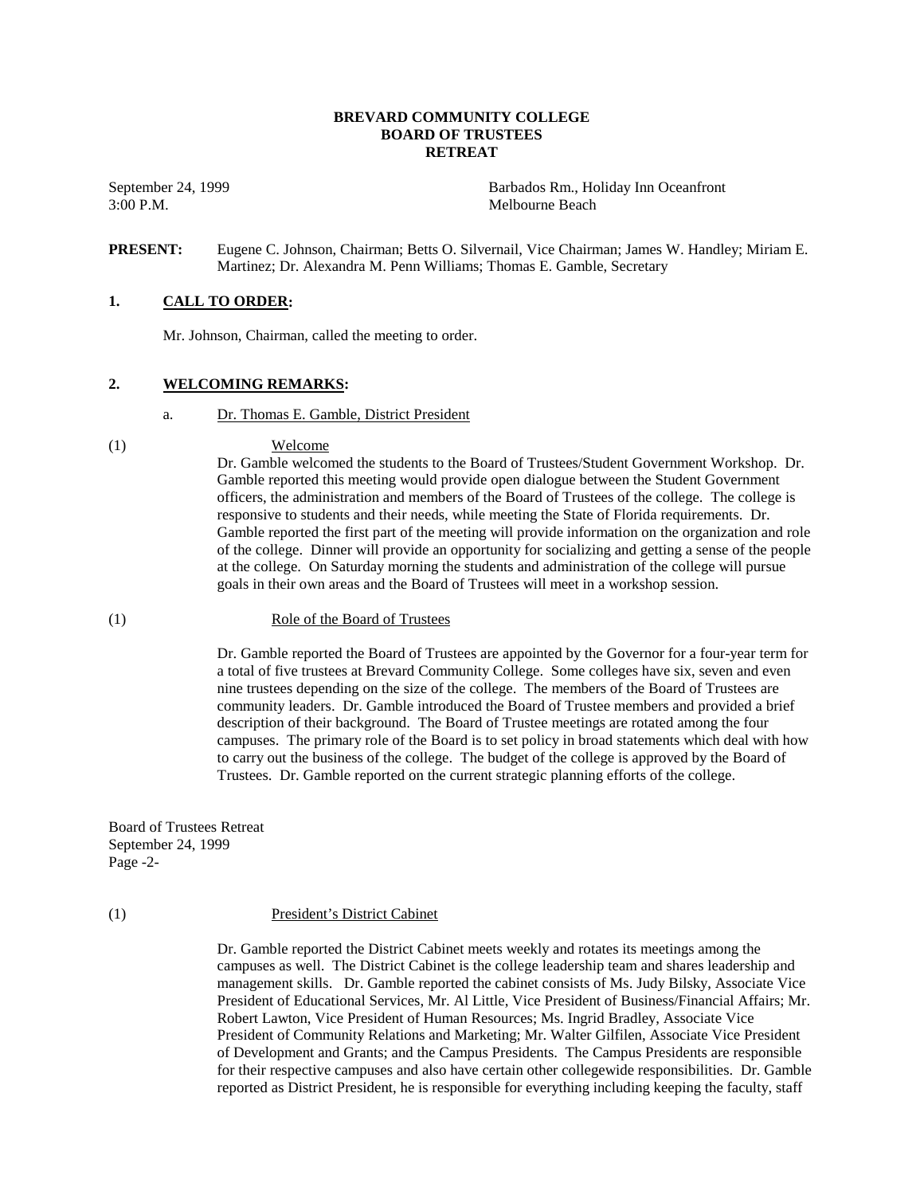**BREVARD COMMUNITY COLLEGE**
**BOARD OF TRUSTEES**
**RETREAT**

September 24, 1999
3:00 P.M.

Barbados Rm., Holiday Inn Oceanfront
Melbourne Beach

**PRESENT:** Eugene C. Johnson, Chairman; Betts O. Silvernail, Vice Chairman; James W. Handley; Miriam E. Martinez; Dr. Alexandra M. Penn Williams; Thomas E. Gamble, Secretary

## 1. CALL TO ORDER:

Mr. Johnson, Chairman, called the meeting to order.

## 2. WELCOMING REMARKS:

a. Dr. Thomas E. Gamble, District President

(1) Welcome

Dr. Gamble welcomed the students to the Board of Trustees/Student Government Workshop. Dr. Gamble reported this meeting would provide open dialogue between the Student Government officers, the administration and members of the Board of Trustees of the college. The college is responsive to students and their needs, while meeting the State of Florida requirements. Dr. Gamble reported the first part of the meeting will provide information on the organization and role of the college. Dinner will provide an opportunity for socializing and getting a sense of the people at the college. On Saturday morning the students and administration of the college will pursue goals in their own areas and the Board of Trustees will meet in a workshop session.

(1) Role of the Board of Trustees

Dr. Gamble reported the Board of Trustees are appointed by the Governor for a four-year term for a total of five trustees at Brevard Community College. Some colleges have six, seven and even nine trustees depending on the size of the college. The members of the Board of Trustees are community leaders. Dr. Gamble introduced the Board of Trustee members and provided a brief description of their background. The Board of Trustee meetings are rotated among the four campuses. The primary role of the Board is to set policy in broad statements which deal with how to carry out the business of the college. The budget of the college is approved by the Board of Trustees. Dr. Gamble reported on the current strategic planning efforts of the college.

(1) President's District Cabinet

Dr. Gamble reported the District Cabinet meets weekly and rotates its meetings among the campuses as well. The District Cabinet is the college leadership team and shares leadership and management skills. Dr. Gamble reported the cabinet consists of Ms. Judy Bilsky, Associate Vice President of Educational Services, Mr. Al Little, Vice President of Business/Financial Affairs; Mr. Robert Lawton, Vice President of Human Resources; Ms. Ingrid Bradley, Associate Vice President of Community Relations and Marketing; Mr. Walter Gilfilen, Associate Vice President of Development and Grants; and the Campus Presidents. The Campus Presidents are responsible for their respective campuses and also have certain other collegewide responsibilities. Dr. Gamble reported as District President, he is responsible for everything including keeping the faculty, staff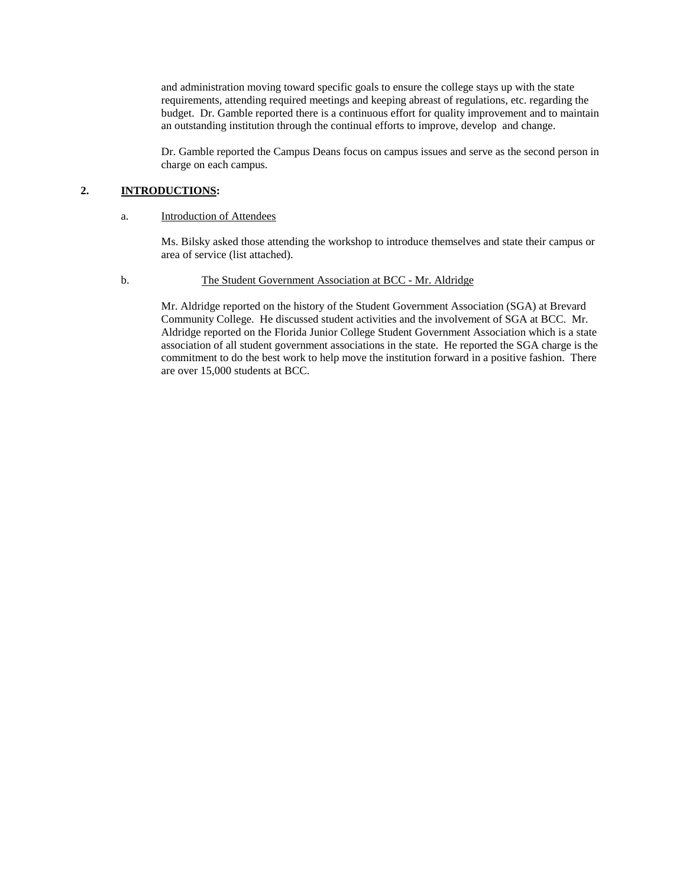and administration moving toward specific goals to ensure the college stays up with the state requirements, attending required meetings and keeping abreast of regulations, etc. regarding the budget. Dr. Gamble reported there is a continuous effort for quality improvement and to maintain an outstanding institution through the continual efforts to improve, develop and change.

Dr. Gamble reported the Campus Deans focus on campus issues and serve as the second person in charge on each campus.

**2. INTRODUCTIONS:**

a. Introduction of Attendees

Ms. Bilsky asked those attending the workshop to introduce themselves and state their campus or area of service (list attached).

b. The Student Government Association at BCC - Mr. Aldridge

Mr. Aldridge reported on the history of the Student Government Association (SGA) at Brevard Community College. He discussed student activities and the involvement of SGA at BCC. Mr. Aldridge reported on the Florida Junior College Student Government Association which is a state association of all student government associations in the state. He reported the SGA charge is the commitment to do the best work to help move the institution forward in a positive fashion. There are over 15,000 students at BCC.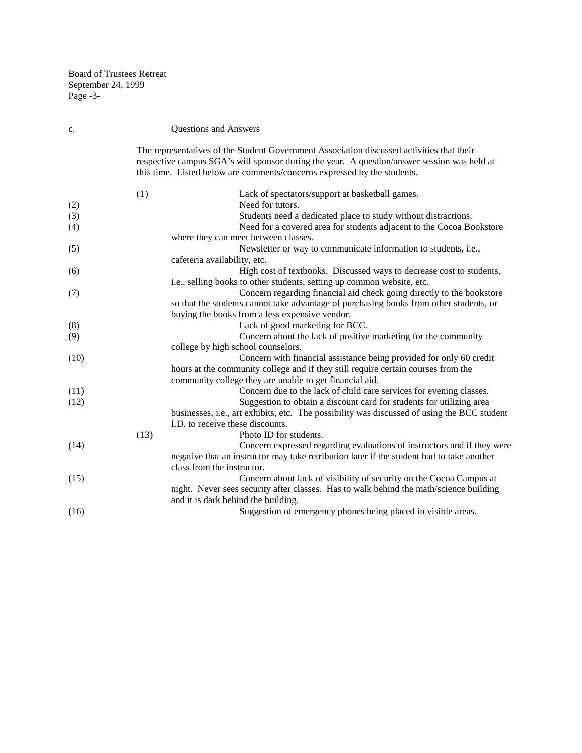c. Questions and Answers

The representatives of the Student Government Association discussed activities that their respective campus SGA's will sponsor during the year. A question/answer session was held at this time. Listed below are comments/concerns expressed by the students.

(1) Lack of spectators/support at basketball games.

(2) Need for tutors.

(3) Students need a dedicated place to study without distractions.

(4) Need for a covered area for students adjacent to the Cocoa Bookstore where they can meet between classes.

(5) Newsletter or way to communicate information to students, i.e., cafeteria availability, etc.

(6) High cost of textbooks. Discussed ways to decrease cost to students, i.e., selling books to other students, setting up common website, etc.

(7) Concern regarding financial aid check going directly to the bookstore so that the students cannot take advantage of purchasing books from other students, or buying the books from a less expensive vendor.

(8) Lack of good marketing for BCC.

(9) Concern about the lack of positive marketing for the community college by high school counselors.

(10) Concern with financial assistance being provided for only 60 credit hours at the community college and if they still require certain courses from the community college they are unable to get financial aid.

(11) Concern due to the lack of child care services for evening classes.

(12) Suggestion to obtain a discount card for students for utilizing area businesses, i.e., art exhibits, etc. The possibility was discussed of using the BCC student I.D. to receive these discounts.

(13) Photo ID for students.

(14) Concern expressed regarding evaluations of instructors and if they were negative that an instructor may take retribution later if the student had to take another class from the instructor.

(15) Concern about lack of visibility of security on the Cocoa Campus at night. Never sees security after classes. Has to walk behind the math/science building and it is dark behind the building.

(16) Suggestion of emergency phones being placed in visible areas.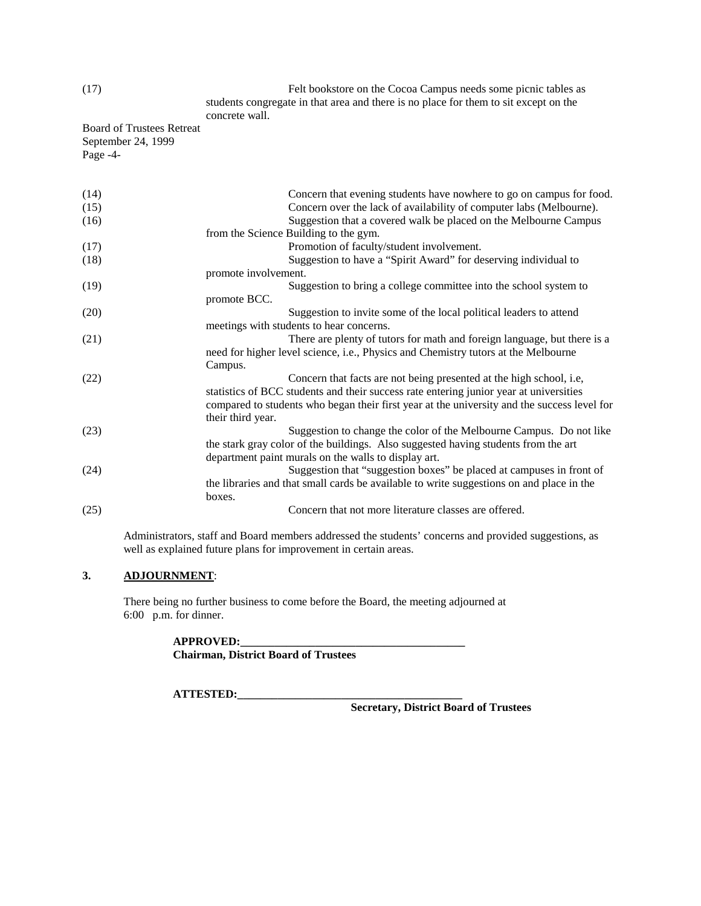(17) Felt bookstore on the Cocoa Campus needs some picnic tables as students congregate in that area and there is no place for them to sit except on the concrete wall.

(14) Concern that evening students have nowhere to go on campus for food.

(15) Concern over the lack of availability of computer labs (Melbourne).

(16) Suggestion that a covered walk be placed on the Melbourne Campus from the Science Building to the gym.

(17) Promotion of faculty/student involvement.

(18) Suggestion to have a "Spirit Award" for deserving individual to promote involvement.

(19) Suggestion to bring a college committee into the school system to promote BCC.

(20) Suggestion to invite some of the local political leaders to attend meetings with students to hear concerns.

(21) There are plenty of tutors for math and foreign language, but there is a need for higher level science, i.e., Physics and Chemistry tutors at the Melbourne Campus.

(22) Concern that facts are not being presented at the high school, i.e, statistics of BCC students and their success rate entering junior year at universities compared to students who began their first year at the university and the success level for their third year.

(23) Suggestion to change the color of the Melbourne Campus. Do not like the stark gray color of the buildings. Also suggested having students from the art department paint murals on the walls to display art.

(24) Suggestion that "suggestion boxes" be placed at campuses in front of the libraries and that small cards be available to write suggestions on and place in the boxes.

(25) Concern that not more literature classes are offered.

Administrators, staff and Board members addressed the students' concerns and provided suggestions, as well as explained future plans for improvement in certain areas.

**3. ADJOURNMENT**:

There being no further business to come before the Board, the meeting adjourned at 6:00 p.m. for dinner.

**APPROVED:\_\_\_\_\_\_\_\_\_\_\_\_\_\_\_\_\_\_\_\_\_\_\_\_\_\_\_\_\_\_\_\_\_\_\_\_\_\_\_\_**
**Chairman, District Board of Trustees**

**ATTESTED:\_\_\_\_\_\_\_\_\_\_\_\_\_\_\_\_\_\_\_\_\_\_\_\_\_\_\_\_\_\_\_\_\_\_\_\_\_\_\_\_**
**Secretary, District Board of Trustees**